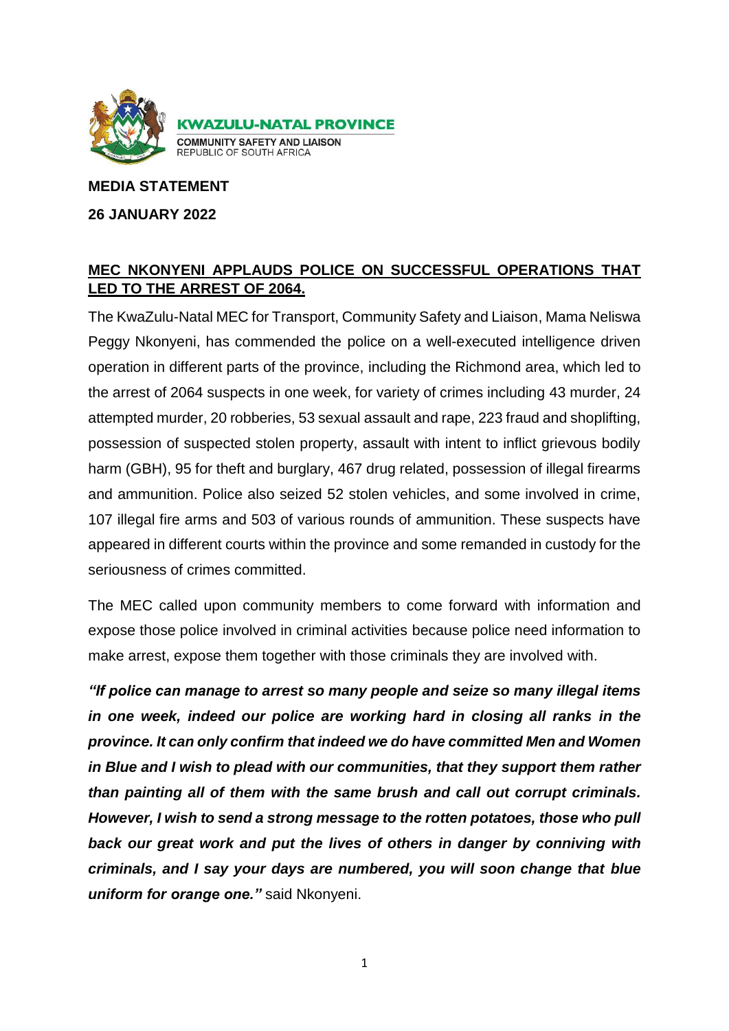**KWAZULU-NATAL PROVINCE**
COMMUNITY SAFETY AND LIAISON
REPUBLIC OF SOUTH AFRICA

**MEDIA STATEMENT**

**26 JANUARY 2022**

**MEC NKONYENI APPLAUDS POLICE ON SUCCESSFUL OPERATIONS THAT LED TO THE ARREST OF 2064.**

The KwaZulu-Natal MEC for Transport, Community Safety and Liaison, Mama Neliswa Peggy Nkonyeni, has commended the police on a well-executed intelligence driven operation in different parts of the province, including the Richmond area, which led to the arrest of 2064 suspects in one week, for variety of crimes including 43 murder, 24 attempted murder, 20 robberies, 53 sexual assault and rape, 223 fraud and shoplifting, possession of suspected stolen property, assault with intent to inflict grievous bodily harm (GBH), 95 for theft and burglary, 467 drug related, possession of illegal firearms and ammunition. Police also seized 52 stolen vehicles, and some involved in crime, 107 illegal fire arms and 503 of various rounds of ammunition. These suspects have appeared in different courts within the province and some remanded in custody for the seriousness of crimes committed.

The MEC called upon community members to come forward with information and expose those police involved in criminal activities because police need information to make arrest, expose them together with those criminals they are involved with.

***"If police can manage to arrest so many people and seize so many illegal items in one week, indeed our police are working hard in closing all ranks in the province. It can only confirm that indeed we do have committed Men and Women in Blue and I wish to plead with our communities, that they support them rather than painting all of them with the same brush and call out corrupt criminals. However, I wish to send a strong message to the rotten potatoes, those who pull back our great work and put the lives of others in danger by conniving with criminals, and I say your days are numbered, you will soon change that blue uniform for orange one."*** said Nkonyeni.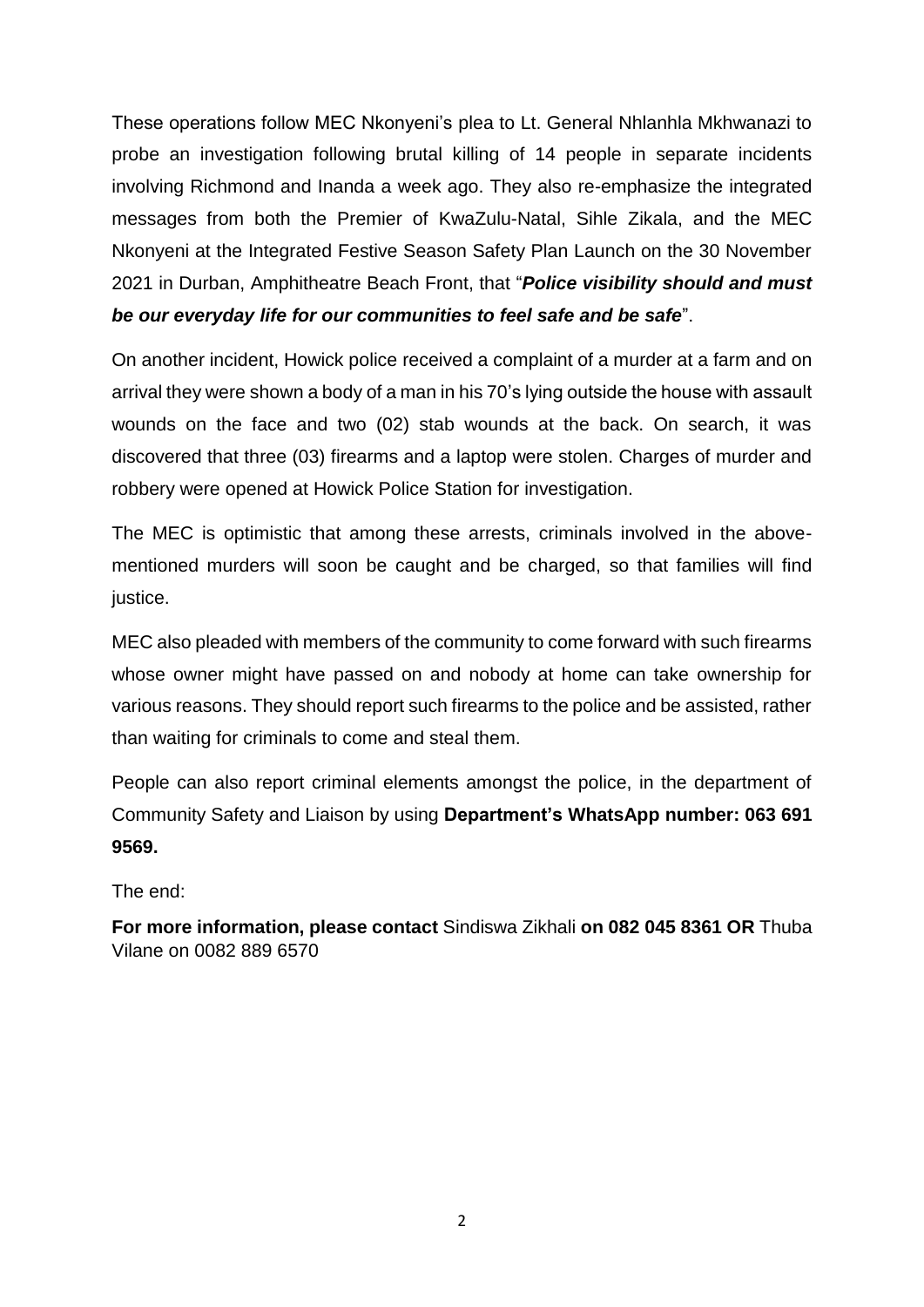These operations follow MEC Nkonyeni's plea to Lt. General Nhlanhla Mkhwanazi to probe an investigation following brutal killing of 14 people in separate incidents involving Richmond and Inanda a week ago. They also re-emphasize the integrated messages from both the Premier of KwaZulu-Natal, Sihle Zikala, and the MEC Nkonyeni at the Integrated Festive Season Safety Plan Launch on the 30 November 2021 in Durban, Amphitheatre Beach Front, that "***Police visibility should and must be our everyday life for our communities to feel safe and be safe***".

On another incident, Howick police received a complaint of a murder at a farm and on arrival they were shown a body of a man in his 70's lying outside the house with assault wounds on the face and two (02) stab wounds at the back. On search, it was discovered that three (03) firearms and a laptop were stolen. Charges of murder and robbery were opened at Howick Police Station for investigation.

The MEC is optimistic that among these arrests, criminals involved in the above-mentioned murders will soon be caught and be charged, so that families will find justice.

MEC also pleaded with members of the community to come forward with such firearms whose owner might have passed on and nobody at home can take ownership for various reasons. They should report such firearms to the police and be assisted, rather than waiting for criminals to come and steal them.

People can also report criminal elements amongst the police, in the department of Community Safety and Liaison by using **Department's WhatsApp number: 063 691 9569.**

The end:

**For more information, please contact** Sindiswa Zikhali **on 082 045 8361 OR** Thuba Vilane on 0082 889 6570